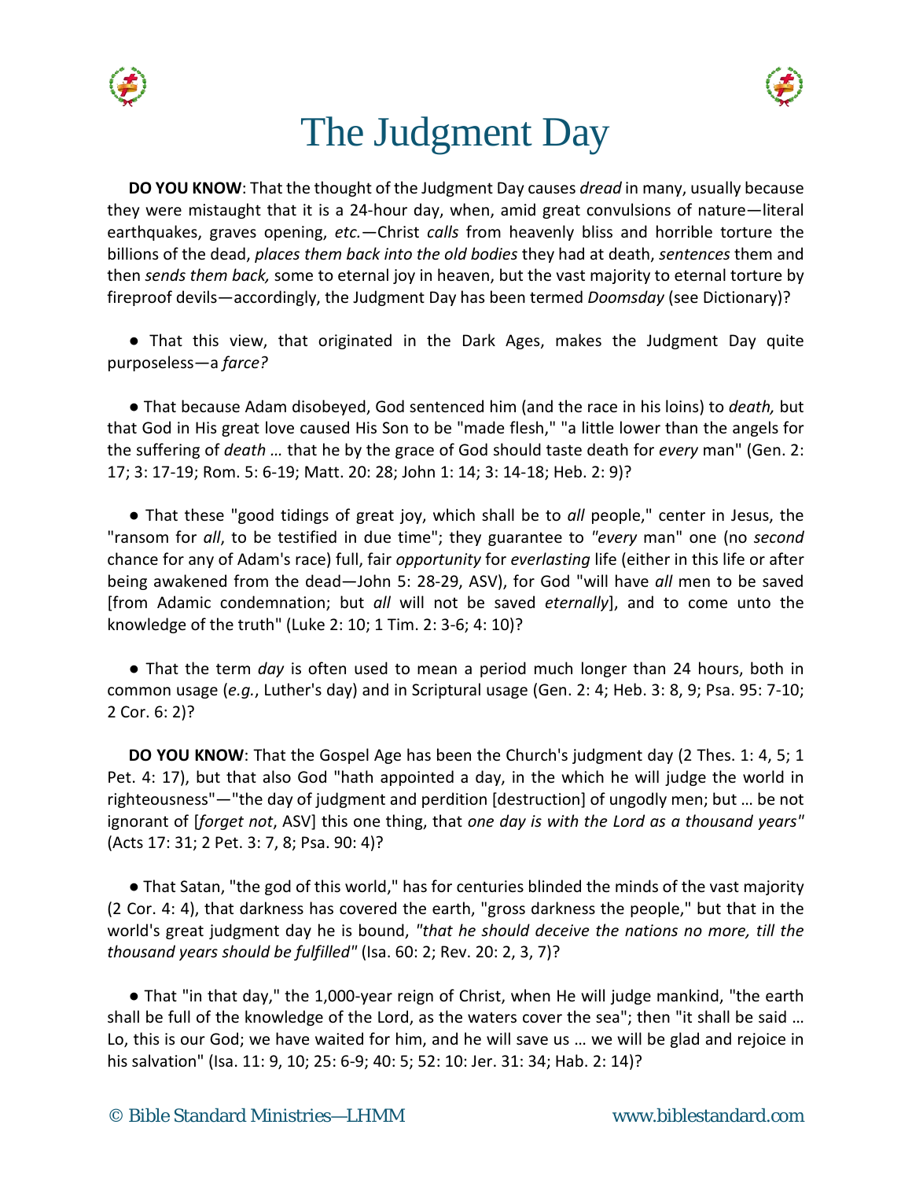# The Judgment Day

**DO YOU KNOW**: That the thought of the Judgment Day causes *dread* in many, usually because they were mistaught that it is a 24-hour day, when, amid great convulsions of nature—literal earthquakes, graves opening, *etc.*—Christ *calls* from heavenly bliss and horrible torture the billions of the dead, *places them back into the old bodies* they had at death, *sentences* them and then *sends them back,* some to eternal joy in heaven, but the vast majority to eternal torture by fireproof devils—accordingly, the Judgment Day has been termed *Doomsday* (see Dictionary)?

● That this view, that originated in the Dark Ages, makes the Judgment Day quite purposeless—a *farce?*

● That because Adam disobeyed, God sentenced him (and the race in his loins) to *death,* but that God in His great love caused His Son to be "made flesh," "a little lower than the angels for the suffering of *death* … that he by the grace of God should taste death for *every* man" (Gen. 2: 17; 3: 17-19; Rom. 5: 6-19; Matt. 20: 28; John 1: 14; 3: 14-18; Heb. 2: 9)?

● That these "good tidings of great joy, which shall be to *all* people," center in Jesus, the "ransom for *all*, to be testified in due time"; they guarantee to *"every* man" one (no *second* chance for any of Adam's race) full, fair *opportunity* for *everlasting* life (either in this life or after being awakened from the dead—John 5: 28-29, ASV), for God "will have *all* men to be saved [from Adamic condemnation; but *all* will not be saved *eternally*], and to come unto the knowledge of the truth" (Luke 2: 10; 1 Tim. 2: 3-6; 4: 10)?

● That the term *day* is often used to mean a period much longer than 24 hours, both in common usage (*e.g.*, Luther's day) and in Scriptural usage (Gen. 2: 4; Heb. 3: 8, 9; Psa. 95: 7-10; 2 Cor. 6: 2)?

**DO YOU KNOW**: That the Gospel Age has been the Church's judgment day (2 Thes. 1: 4, 5; 1 Pet. 4: 17), but that also God "hath appointed a day, in the which he will judge the world in righteousness"—"the day of judgment and perdition [destruction] of ungodly men; but … be not ignorant of [*forget not*, ASV] this one thing, that *one day is with the Lord as a thousand years"* (Acts 17: 31; 2 Pet. 3: 7, 8; Psa. 90: 4)?

● That Satan, "the god of this world," has for centuries blinded the minds of the vast majority (2 Cor. 4: 4), that darkness has covered the earth, "gross darkness the people," but that in the world's great judgment day he is bound, *"that he should deceive the nations no more, till the thousand years should be fulfilled"* (Isa. 60: 2; Rev. 20: 2, 3, 7)?

● That "in that day," the 1,000-year reign of Christ, when He will judge mankind, "the earth shall be full of the knowledge of the Lord, as the waters cover the sea"; then "it shall be said … Lo, this is our God; we have waited for him, and he will save us … we will be glad and rejoice in his salvation" (Isa. 11: 9, 10; 25: 6-9; 40: 5; 52: 10: Jer. 31: 34; Hab. 2: 14)?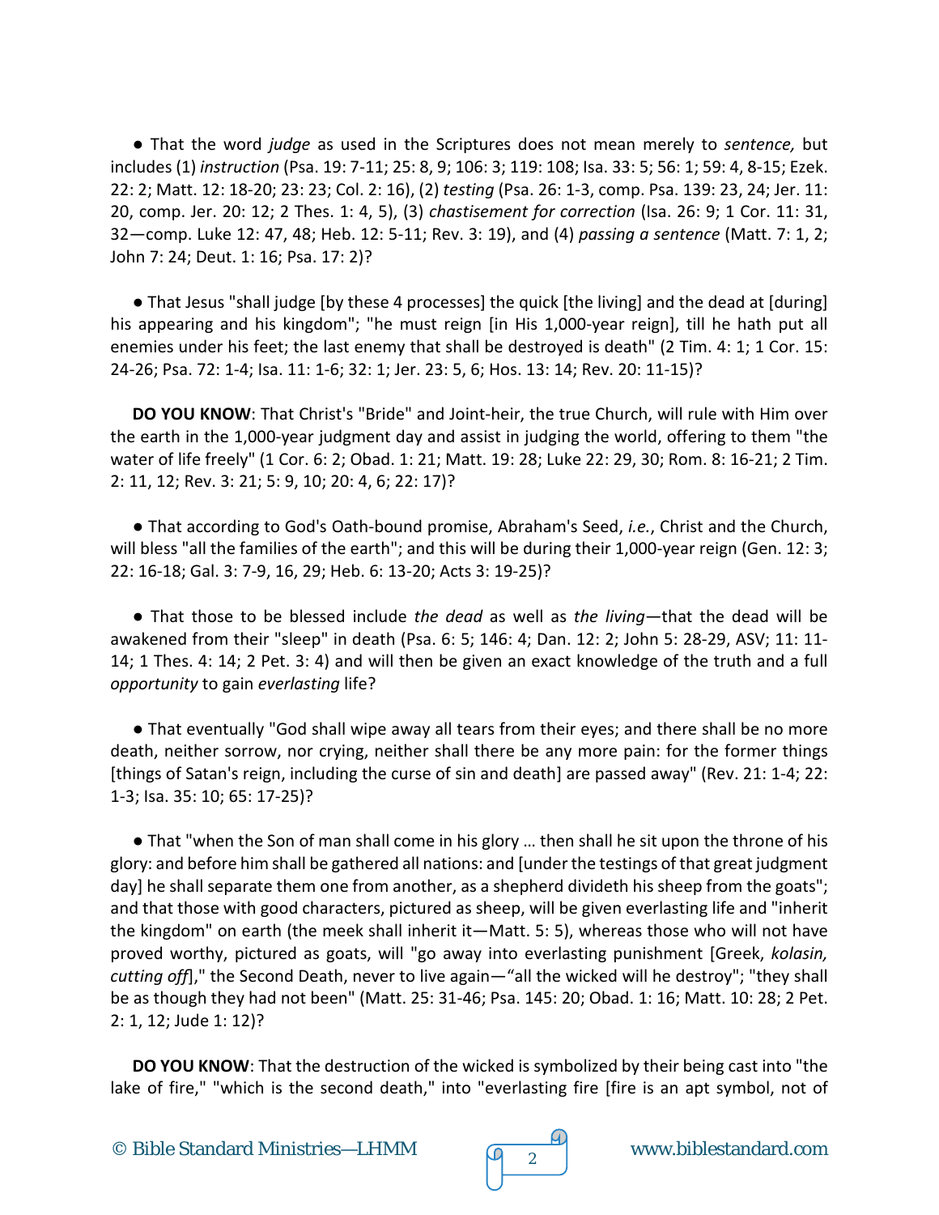● That the word *judge* as used in the Scriptures does not mean merely to *sentence,* but includes (1) *instruction* (Psa. 19: 7-11; 25: 8, 9; 106: 3; 119: 108; Isa. 33: 5; 56: 1; 59: 4, 8-15; Ezek. 22: 2; Matt. 12: 18-20; 23: 23; Col. 2: 16), (2) *testing* (Psa. 26: 1-3, comp. Psa. 139: 23, 24; Jer. 11: 20, comp. Jer. 20: 12; 2 Thes. 1: 4, 5), (3) *chastisement for correction* (Isa. 26: 9; 1 Cor. 11: 31, 32—comp. Luke 12: 47, 48; Heb. 12: 5-11; Rev. 3: 19), and (4) *passing a sentence* (Matt. 7: 1, 2; John 7: 24; Deut. 1: 16; Psa. 17: 2)?

● That Jesus "shall judge [by these 4 processes] the quick [the living] and the dead at [during] his appearing and his kingdom"; "he must reign [in His 1,000-year reign], till he hath put all enemies under his feet; the last enemy that shall be destroyed is death" (2 Tim. 4: 1; 1 Cor. 15: 24-26; Psa. 72: 1-4; Isa. 11: 1-6; 32: 1; Jer. 23: 5, 6; Hos. 13: 14; Rev. 20: 11-15)?

**DO YOU KNOW**: That Christ's "Bride" and Joint-heir, the true Church, will rule with Him over the earth in the 1,000-year judgment day and assist in judging the world, offering to them "the water of life freely" (1 Cor. 6: 2; Obad. 1: 21; Matt. 19: 28; Luke 22: 29, 30; Rom. 8: 16-21; 2 Tim. 2: 11, 12; Rev. 3: 21; 5: 9, 10; 20: 4, 6; 22: 17)?

● That according to God's Oath-bound promise, Abraham's Seed, *i.e.*, Christ and the Church, will bless "all the families of the earth"; and this will be during their 1,000-year reign (Gen. 12: 3; 22: 16-18; Gal. 3: 7-9, 16, 29; Heb. 6: 13-20; Acts 3: 19-25)?

● That those to be blessed include *the dead* as well as *the living*—that the dead will be awakened from their "sleep" in death (Psa. 6: 5; 146: 4; Dan. 12: 2; John 5: 28-29, ASV; 11: 11-14; 1 Thes. 4: 14; 2 Pet. 3: 4) and will then be given an exact knowledge of the truth and a full *opportunity* to gain *everlasting* life?

● That eventually "God shall wipe away all tears from their eyes; and there shall be no more death, neither sorrow, nor crying, neither shall there be any more pain: for the former things [things of Satan's reign, including the curse of sin and death] are passed away" (Rev. 21: 1-4; 22: 1-3; Isa. 35: 10; 65: 17-25)?

● That "when the Son of man shall come in his glory … then shall he sit upon the throne of his glory: and before him shall be gathered all nations: and [under the testings of that great judgment day] he shall separate them one from another, as a shepherd divideth his sheep from the goats"; and that those with good characters, pictured as sheep, will be given everlasting life and "inherit the kingdom" on earth (the meek shall inherit it—Matt. 5: 5), whereas those who will not have proved worthy, pictured as goats, will "go away into everlasting punishment [Greek, *kolasin, cutting off*]," the Second Death, never to live again—"all the wicked will he destroy"; "they shall be as though they had not been" (Matt. 25: 31-46; Psa. 145: 20; Obad. 1: 16; Matt. 10: 28; 2 Pet. 2: 1, 12; Jude 1: 12)?

**DO YOU KNOW**: That the destruction of the wicked is symbolized by their being cast into "the lake of fire," "which is the second death," into "everlasting fire [fire is an apt symbol, not of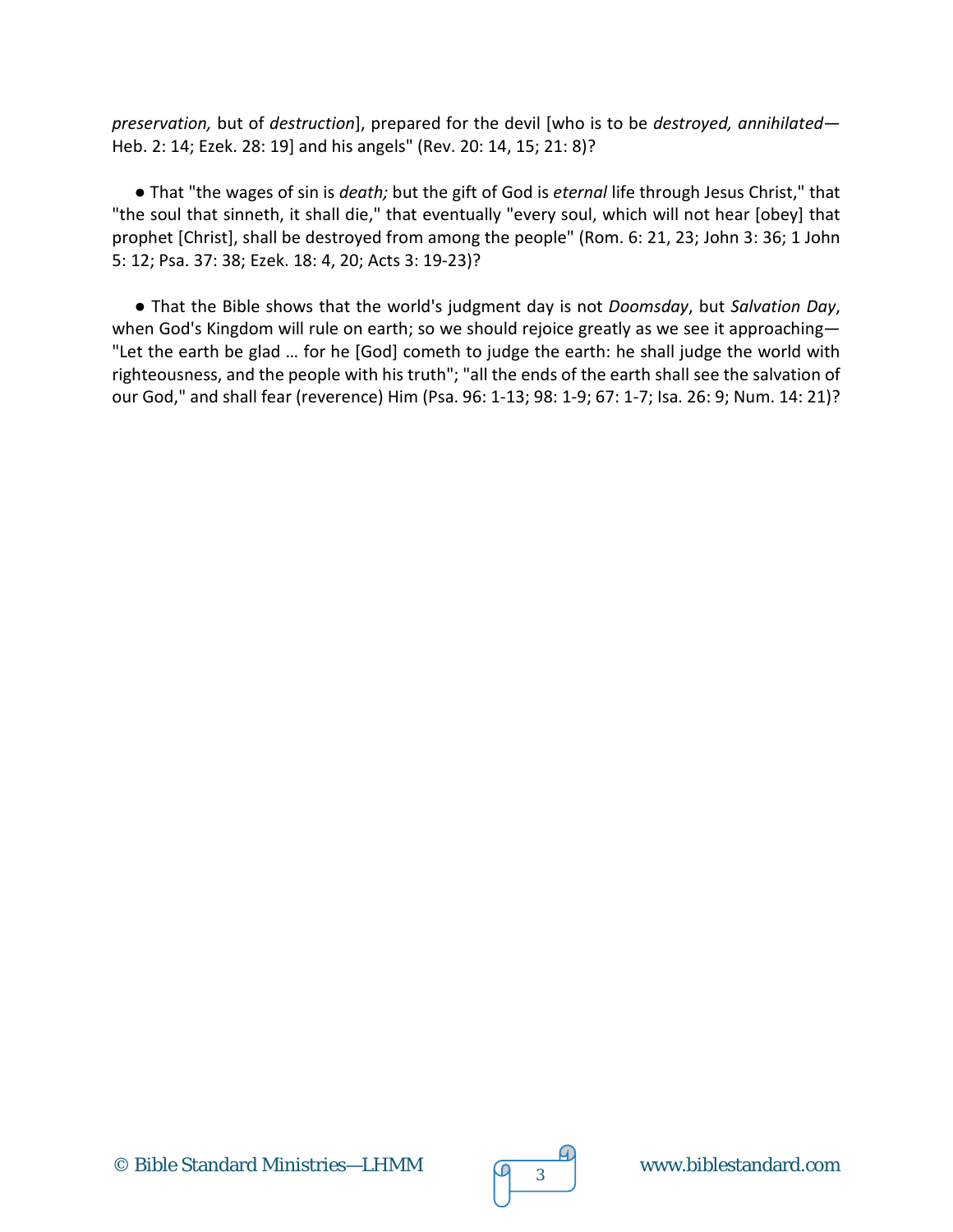*preservation,* but of *destruction*], prepared for the devil [who is to be *destroyed, annihilated*—Heb. 2: 14; Ezek. 28: 19] and his angels" (Rev. 20: 14, 15; 21: 8)?

● That "the wages of sin is *death;* but the gift of God is *eternal* life through Jesus Christ," that "the soul that sinneth, it shall die," that eventually "every soul, which will not hear [obey] that prophet [Christ], shall be destroyed from among the people" (Rom. 6: 21, 23; John 3: 36; 1 John 5: 12; Psa. 37: 38; Ezek. 18: 4, 20; Acts 3: 19-23)?

● That the Bible shows that the world's judgment day is not *Doomsday*, but *Salvation Day*, when God's Kingdom will rule on earth; so we should rejoice greatly as we see it approaching—"Let the earth be glad … for he [God] cometh to judge the earth: he shall judge the world with righteousness, and the people with his truth"; "all the ends of the earth shall see the salvation of our God," and shall fear (reverence) Him (Psa. 96: 1-13; 98: 1-9; 67: 1-7; Isa. 26: 9; Num. 14: 21)?